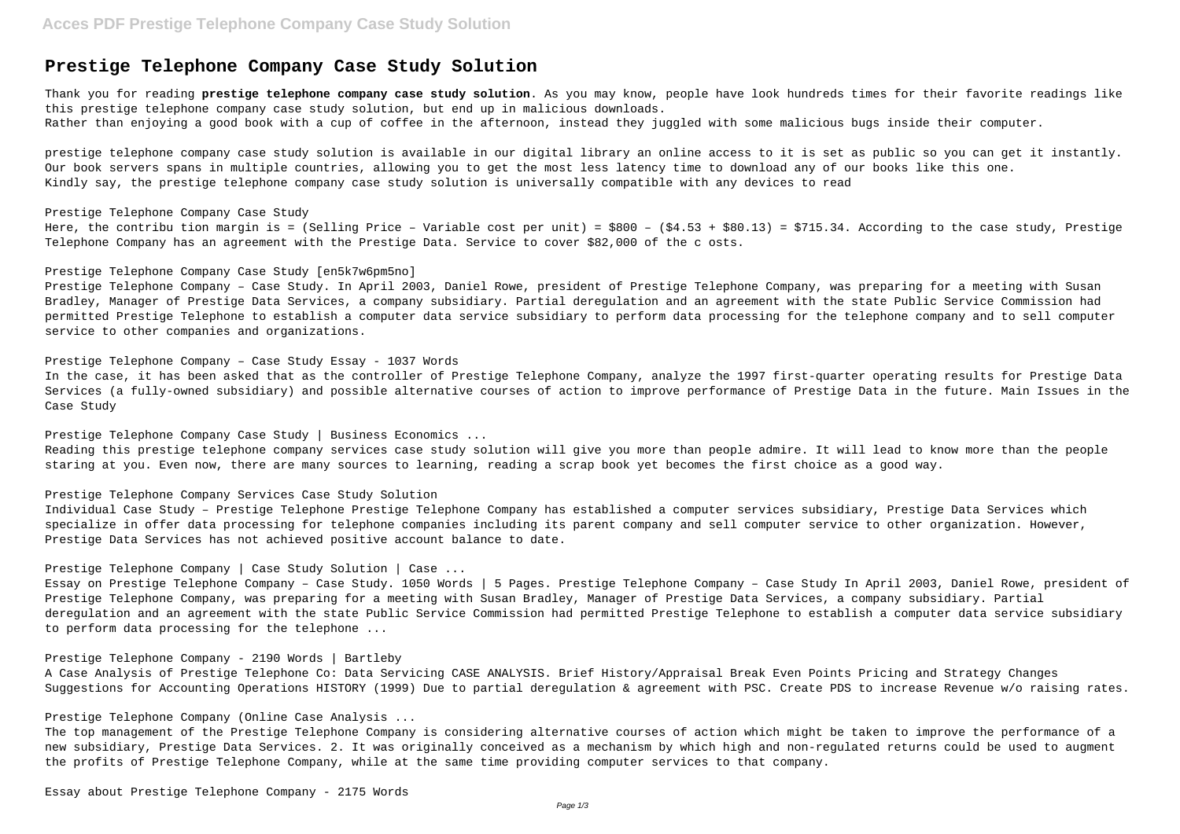# Prestige Telephone Company Case Study Solution

Thank you for reading **prestige telephone company case study solution**. As you may know, people have look hundreds times for their favorite readings like this prestige telephone company case study solution, but end up in malicious downloads.
Rather than enjoying a good book with a cup of coffee in the afternoon, instead they juggled with some malicious bugs inside their computer.

prestige telephone company case study solution is available in our digital library an online access to it is set as public so you can get it instantly.
Our book servers spans in multiple countries, allowing you to get the most less latency time to download any of our books like this one.
Kindly say, the prestige telephone company case study solution is universally compatible with any devices to read

Prestige Telephone Company Case Study
Here, the contribu tion margin is = (Selling Price – Variable cost per unit) = $800 – ($4.53 + $80.13) = $715.34. According to the case study, Prestige Telephone Company has an agreement with the Prestige Data. Service to cover $82,000 of the c osts.

Prestige Telephone Company Case Study [en5k7w6pm5no]
Prestige Telephone Company – Case Study. In April 2003, Daniel Rowe, president of Prestige Telephone Company, was preparing for a meeting with Susan Bradley, Manager of Prestige Data Services, a company subsidiary. Partial deregulation and an agreement with the state Public Service Commission had permitted Prestige Telephone to establish a computer data service subsidiary to perform data processing for the telephone company and to sell computer service to other companies and organizations.

Prestige Telephone Company – Case Study Essay - 1037 Words
In the case, it has been asked that as the controller of Prestige Telephone Company, analyze the 1997 first-quarter operating results for Prestige Data Services (a fully-owned subsidiary) and possible alternative courses of action to improve performance of Prestige Data in the future. Main Issues in the Case Study

Prestige Telephone Company Case Study | Business Economics ...
Reading this prestige telephone company services case study solution will give you more than people admire. It will lead to know more than the people staring at you. Even now, there are many sources to learning, reading a scrap book yet becomes the first choice as a good way.

Prestige Telephone Company Services Case Study Solution
Individual Case Study – Prestige Telephone Prestige Telephone Company has established a computer services subsidiary, Prestige Data Services which specialize in offer data processing for telephone companies including its parent company and sell computer service to other organization. However, Prestige Data Services has not achieved positive account balance to date.

Prestige Telephone Company | Case Study Solution | Case ...
Essay on Prestige Telephone Company – Case Study. 1050 Words | 5 Pages. Prestige Telephone Company – Case Study In April 2003, Daniel Rowe, president of Prestige Telephone Company, was preparing for a meeting with Susan Bradley, Manager of Prestige Data Services, a company subsidiary. Partial deregulation and an agreement with the state Public Service Commission had permitted Prestige Telephone to establish a computer data service subsidiary to perform data processing for the telephone ...

Prestige Telephone Company - 2190 Words | Bartleby
A Case Analysis of Prestige Telephone Co: Data Servicing CASE ANALYSIS. Brief History/Appraisal Break Even Points Pricing and Strategy Changes Suggestions for Accounting Operations HISTORY (1999) Due to partial deregulation & agreement with PSC. Create PDS to increase Revenue w/o raising rates.

Prestige Telephone Company (Online Case Analysis ...
The top management of the Prestige Telephone Company is considering alternative courses of action which might be taken to improve the performance of a new subsidiary, Prestige Data Services. 2. It was originally conceived as a mechanism by which high and non-regulated returns could be used to augment the profits of Prestige Telephone Company, while at the same time providing computer services to that company.

Essay about Prestige Telephone Company - 2175 Words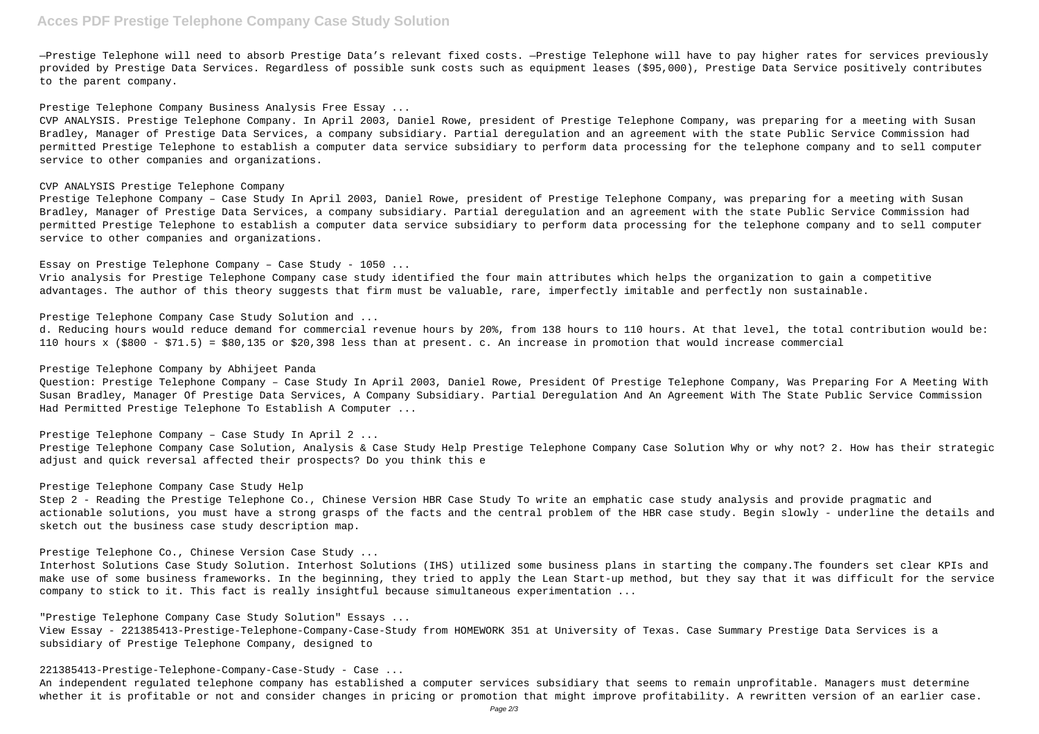—Prestige Telephone will need to absorb Prestige Data's relevant fixed costs. —Prestige Telephone will have to pay higher rates for services previously provided by Prestige Data Services. Regardless of possible sunk costs such as equipment leases ($95,000), Prestige Data Service positively contributes to the parent company.

Prestige Telephone Company Business Analysis Free Essay ...

CVP ANALYSIS. Prestige Telephone Company. In April 2003, Daniel Rowe, president of Prestige Telephone Company, was preparing for a meeting with Susan Bradley, Manager of Prestige Data Services, a company subsidiary. Partial deregulation and an agreement with the state Public Service Commission had permitted Prestige Telephone to establish a computer data service subsidiary to perform data processing for the telephone company and to sell computer service to other companies and organizations.

CVP ANALYSIS Prestige Telephone Company

Prestige Telephone Company – Case Study In April 2003, Daniel Rowe, president of Prestige Telephone Company, was preparing for a meeting with Susan Bradley, Manager of Prestige Data Services, a company subsidiary. Partial deregulation and an agreement with the state Public Service Commission had permitted Prestige Telephone to establish a computer data service subsidiary to perform data processing for the telephone company and to sell computer service to other companies and organizations.

Essay on Prestige Telephone Company – Case Study - 1050 ...

Vrio analysis for Prestige Telephone Company case study identified the four main attributes which helps the organization to gain a competitive advantages. The author of this theory suggests that firm must be valuable, rare, imperfectly imitable and perfectly non sustainable.

Prestige Telephone Company Case Study Solution and ...

d. Reducing hours would reduce demand for commercial revenue hours by 20%, from 138 hours to 110 hours. At that level, the total contribution would be: 110 hours x ($800 - $71.5) = $80,135 or $20,398 less than at present. c. An increase in promotion that would increase commercial

Prestige Telephone Company by Abhijeet Panda

Question: Prestige Telephone Company – Case Study In April 2003, Daniel Rowe, President Of Prestige Telephone Company, Was Preparing For A Meeting With Susan Bradley, Manager Of Prestige Data Services, A Company Subsidiary. Partial Deregulation And An Agreement With The State Public Service Commission Had Permitted Prestige Telephone To Establish A Computer ...

Prestige Telephone Company – Case Study In April 2 ...

Prestige Telephone Company Case Solution, Analysis & Case Study Help Prestige Telephone Company Case Solution Why or why not? 2. How has their strategic adjust and quick reversal affected their prospects? Do you think this e

Prestige Telephone Company Case Study Help

Step 2 - Reading the Prestige Telephone Co., Chinese Version HBR Case Study To write an emphatic case study analysis and provide pragmatic and actionable solutions, you must have a strong grasps of the facts and the central problem of the HBR case study. Begin slowly - underline the details and sketch out the business case study description map.

Prestige Telephone Co., Chinese Version Case Study ...

Interhost Solutions Case Study Solution. Interhost Solutions (IHS) utilized some business plans in starting the company.The founders set clear KPIs and make use of some business frameworks. In the beginning, they tried to apply the Lean Start-up method, but they say that it was difficult for the service company to stick to it. This fact is really insightful because simultaneous experimentation ...

"Prestige Telephone Company Case Study Solution" Essays ...

View Essay - 221385413-Prestige-Telephone-Company-Case-Study from HOMEWORK 351 at University of Texas. Case Summary Prestige Data Services is a subsidiary of Prestige Telephone Company, designed to

221385413-Prestige-Telephone-Company-Case-Study - Case ...

An independent regulated telephone company has established a computer services subsidiary that seems to remain unprofitable. Managers must determine whether it is profitable or not and consider changes in pricing or promotion that might improve profitability. A rewritten version of an earlier case.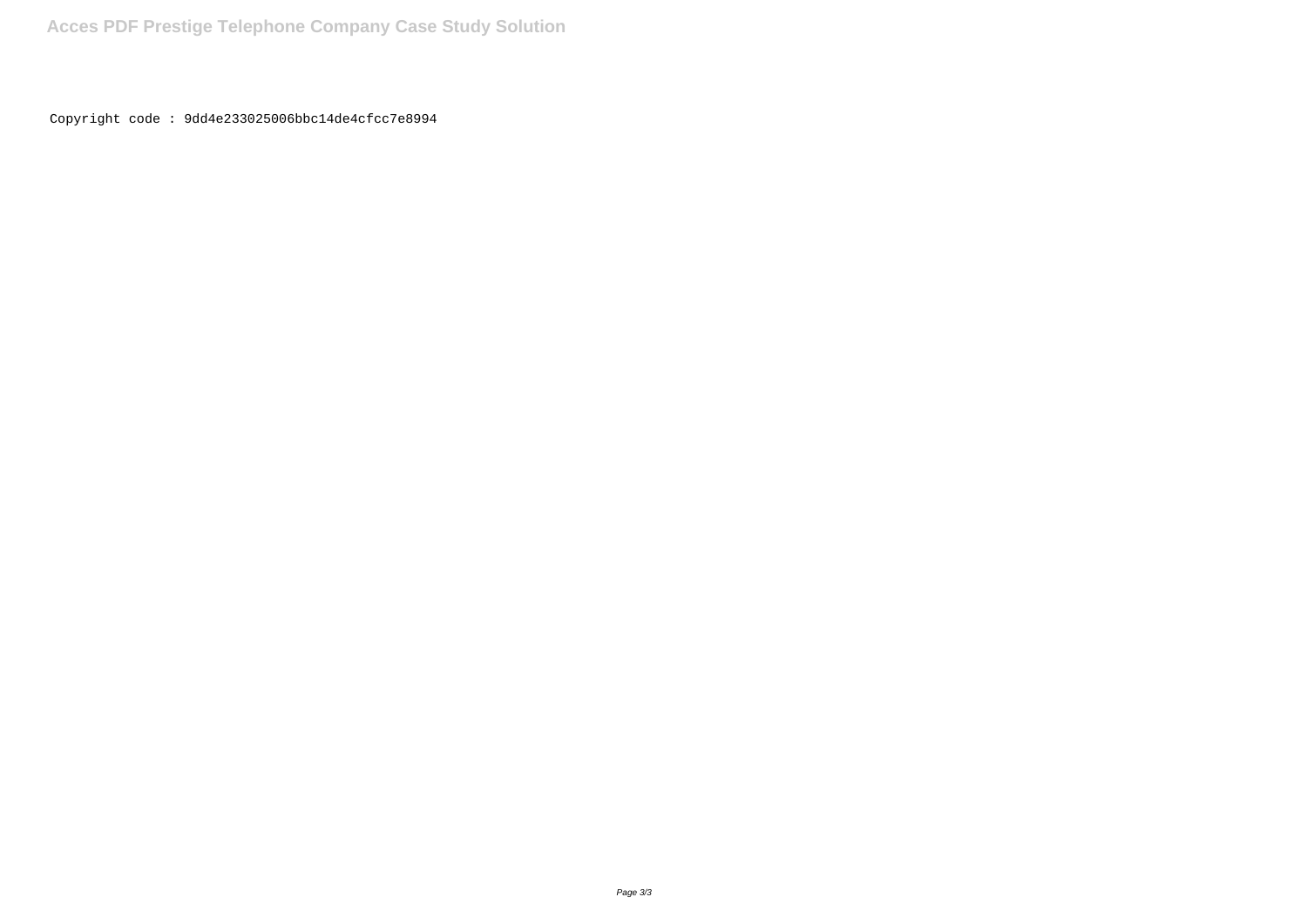Copyright code : 9dd4e233025006bbc14de4cfcc7e8994